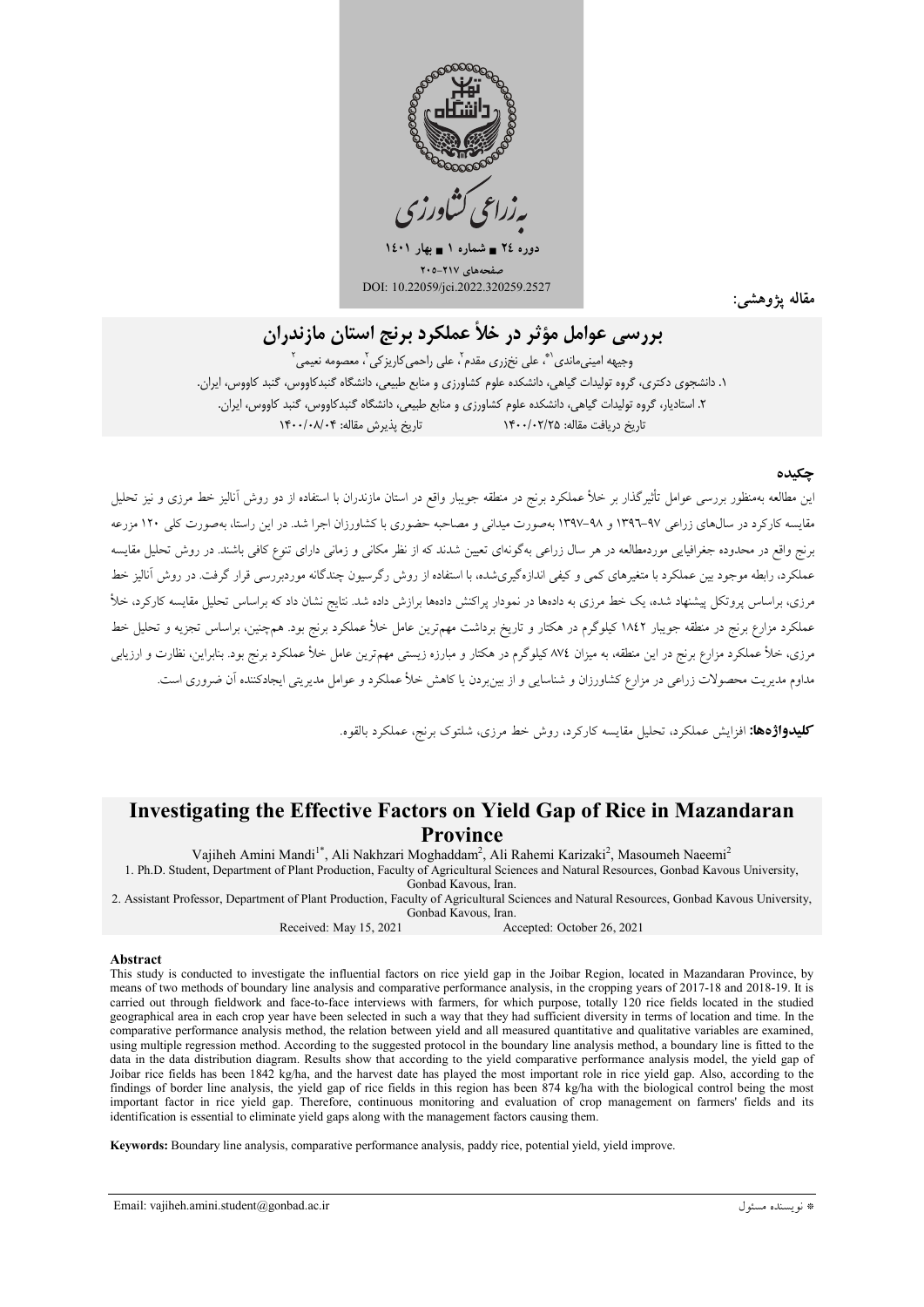به‌زراعی کشاورزی

دوره ۲۴ ■ شماره ۱ ■ بهار ۱۴۰۱

صفحه‌های ۲۱۷-۲۰۵

DOI: 10.22059/jci.2022.320259.2527

مقاله پژوهشی:

# بررسی عوامل مؤثر در خلأ عملکرد برنج استان مازندران

وجیهه امینی‌ماندی[1*]، علی نخزری مقدم[2]، علی راحمی‌کاریزکی[2]، معصومه نعیمی[2]

۱. دانشجوی دکتری، گروه تولیدات گیاهی، دانشکده علوم کشاورزی و منابع طبیعی، دانشگاه گنبدکاووس، گنبد کاووس، ایران.

۲. استادیار، گروه تولیدات گیاهی، دانشکده علوم کشاورزی و منابع طبیعی، دانشگاه گنبدکاووس، گنبد کاووس، ایران.

تاریخ دریافت مقاله: ۱۴۰۰/۰۲/۲۵ تاریخ پذیرش مقاله: ۱۴۰۰/۰۸/۰۴

## چکیده

این مطالعه به‌منظور بررسی عوامل تأثیرگذار بر خلأ عملکرد برنج در منطقه جویبار واقع در استان مازندران با استفاده از دو روش آنالیز خط مرزی و نیز تحلیل مقایسه کارکرد در سال‌های زراعی ۹۷-۱۳۹۶ و ۹۸-۱۳۹۷ به‌صورت میدانی و مصاحبه حضوری با کشاورزان اجرا شد. در این راستا، به‌صورت کلی ۱۲۰ مزرعه برنج واقع در محدوده جغرافیایی موردمطالعه در هر سال زراعی به‌گونه‌ای تعیین شدند که از نظر مکانی و زمانی دارای تنوع کافی باشند. در روش تحلیل مقایسه عملکرد، رابطه موجود بین عملکرد با متغیرهای کمی و کیفی اندازه‌گیری‌شده، با استفاده از روش رگرسیون چندگانه موردبررسی قرار گرفت. در روش آنالیز خط مرزی، براساس پروتکل پیشنهاد شده، یک خط مرزی به داده‌ها در نمودار پراکنش داده‌ها برازش داده شد. نتایج نشان داد که براساس تحلیل مقایسه کارکرد، خلأ عملکرد مزارع برنج در منطقه جویبار ۱۸۴۲ کیلوگرم در هکتار و تاریخ برداشت مهم‌ترین عامل خلأ عملکرد برنج بود. همچنین، براساس تجزیه و تحلیل خط مرزی، خلأ عملکرد مزارع برنج در این منطقه، به میزان ۸۷۴ کیلوگرم در هکتار و مبارزه زیستی مهم‌ترین عامل خلأ عملکرد برنج بود. بنابراین، نظارت و ارزیابی مداوم مدیریت محصولات زراعی در مزارع کشاورزان و شناسایی و از بین‌بردن یا کاهش خلأ عملکرد و عوامل مدیریتی ایجادکننده آن ضروری است.

**کلیدواژه‌ها:** افزایش عملکرد، تحلیل مقایسه کارکرد، روش خط مرزی، شلتوک برنج، عملکرد بالقوه.

# Investigating the Effective Factors on Yield Gap of Rice in Mazandaran Province

Vajiheh Amini Mandi[1*], Ali Nakhzari Moghaddam[2], Ali Rahemi Karizaki[2], Masoumeh Naeemi[2]

1. Ph.D. Student, Department of Plant Production, Faculty of Agricultural Sciences and Natural Resources, Gonbad Kavous University, Gonbad Kavous, Iran.

2. Assistant Professor, Department of Plant Production, Faculty of Agricultural Sciences and Natural Resources, Gonbad Kavous University, Gonbad Kavous, Iran.

Received: May 15, 2021 Accepted: October 26, 2021

## Abstract

This study is conducted to investigate the influential factors on rice yield gap in the Joibar Region, located in Mazandaran Province, by means of two methods of boundary line analysis and comparative performance analysis, in the cropping years of 2017-18 and 2018-19. It is carried out through fieldwork and face-to-face interviews with farmers, for which purpose, totally 120 rice fields located in the studied geographical area in each crop year have been selected in such a way that they had sufficient diversity in terms of location and time. In the comparative performance analysis method, the relation between yield and all measured quantitative and qualitative variables are examined, using multiple regression method. According to the suggested protocol in the boundary line analysis method, a boundary line is fitted to the data in the data distribution diagram. Results show that according to the yield comparative performance analysis model, the yield gap of Joibar rice fields has been 1842 kg/ha, and the harvest date has played the most important role in rice yield gap. Also, according to the findings of border line analysis, the yield gap of rice fields in this region has been 874 kg/ha with the biological control being the most important factor in rice yield gap. Therefore, continuous monitoring and evaluation of crop management on farmers' fields and its identification is essential to eliminate yield gaps along with the management factors causing them.

**Keywords:** Boundary line analysis, comparative performance analysis, paddy rice, potential yield, yield improve.

Email: vajiheh.amini.student@gonbad.ac.ir

* نویسنده مسئول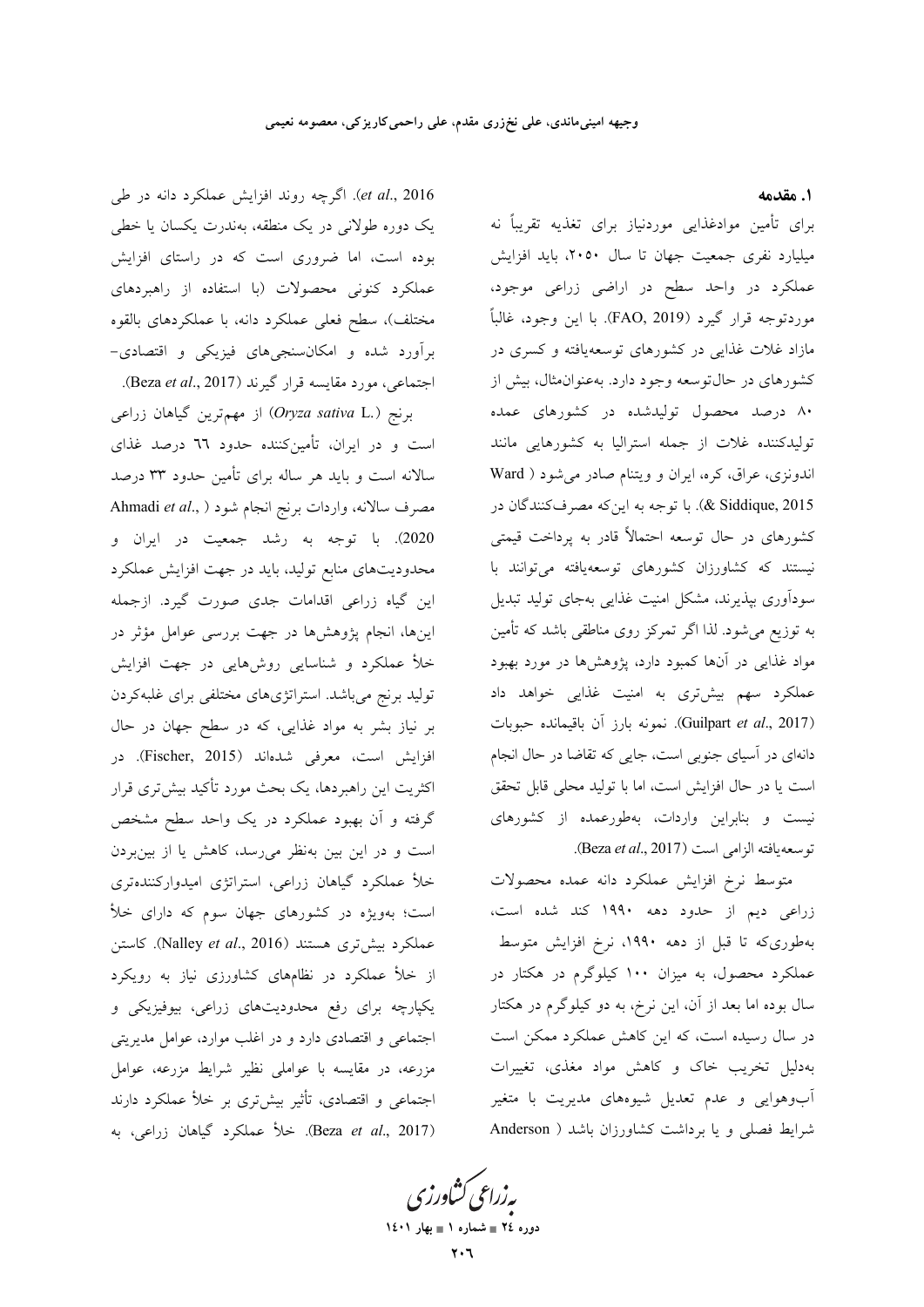## ۱. مقدمه

برای تأمین موادغذایی موردنیاز برای تغذیه تقریباً نه میلیارد نفری جمعیت جهان تا سال ۲۰۵۰، باید افزایش عملکرد در واحد سطح در اراضی زراعی موجود، موردتوجه قرار گیرد (FAO, 2019). با این وجود، غالباً مازاد غلات غذایی در کشورهای توسعه‌یافته و کسری در کشورهای در حال‌توسعه وجود دارد. به‌عنوان‌مثال، بیش از ۸۰ درصد محصول تولیدشده در کشورهای عمده تولیدکننده غلات از جمله استرالیا به کشورهایی مانند اندونزی، عراق، کره، ایران و ویتنام صادر می‌شود (Ward & Siddique, 2015). با توجه به این‌که به مصرف‌کنندگان در کشورهای در حال توسعه احتمالاً قادر به پرداخت قیمتی نیستند که کشاورزان کشورهای توسعه‌یافته می‌توانند با سودآوری بپذیرند، مشکل امنیت غذایی به‌جای تولید تبدیل به توزیع می‌شود. لذا اگر تمرکز روی مناطقی باشد که تأمین مواد غذایی در آن‌ها کمبود دارد، پژوهش‌ها در مورد بهبود عملکرد سهم بیش‌تری به امنیت غذایی خواهد داد (Guilpart *et al*., 2017). نمونه بارز آن باقیمانده حبوبات دانه‌ای در آسیای جنوبی است، جایی که تقاضا در حال انجام است یا در حال افزایش است، اما با تولید محلی قابل تحقق نیست و بنابراین واردات، به‌طورعمده از کشورهای توسعه‌یافته الزامی است (Beza *et al*., 2017).

متوسط نرخ افزایش عملکرد دانه عمده محصولات زراعی دیم از حدود دهه ۱۹۹۰ کند شده است، به‌طوری‌که تا قبل از دهه ۱۹۹۰، نرخ افزایش متوسط عملکرد محصول، به میزان ۱۰۰ کیلوگرم در هکتار در سال بوده اما بعد از آن، این نرخ، به دو کیلوگرم در هکتار در سال رسیده است، که این کاهش عملکرد ممکن است به‌دلیل تخریب خاک و کاهش مواد مغذی، تغییرات آب‌وهوایی و عدم تعدیل شیوه‌های مدیریت با متغیر شرایط فصلی و یا برداشت کشاورزان باشد (Anderson *et al*., 2016). اگرچه روند افزایش عملکرد دانه در طی یک دوره طولانی در یک منطقه، به‌ندرت یکسان یا خطی بوده است، اما ضروری است که در راستای افزایش عملکرد کنونی محصولات (با استفاده از راهبردهای مختلف)، سطح فعلی عملکرد دانه، با عملکردهای بالقوه برآورد شده و امکان‌سنجی‌های فیزیکی و اقتصادی-اجتماعی، مورد مقایسه قرار گیرند (Beza *et al*., 2017).

برنج (*Oryza sativa* L.) از مهم‌ترین گیاهان زراعی است و در ایران، تأمین‌کننده حدود ٦٦ درصد غذای سالانه است و باید هر ساله برای تأمین حدود ۳۳ درصد مصرف سالانه، واردات برنج انجام شود (Ahmadi *et al*., 2020). با توجه به رشد جمعیت در ایران و محدودیت‌های منابع تولید، باید در جهت افزایش عملکرد این گیاه زراعی اقدامات جدی صورت گیرد. ازجمله این‌ها، انجام پژوهش‌ها در جهت بررسی عوامل مؤثر در خلأ عملکرد و شناسایی روش‌هایی در جهت افزایش تولید برنج می‌باشد. استراتژی‌های مختلفی برای غلبه‌کردن بر نیاز بشر به مواد غذایی، که در سطح جهان در حال افزایش است، معرفی شده‌اند (Fischer, 2015). در اکثریت این راهبردها، یک بحث مورد تأکید بیش‌تری قرار گرفته و آن بهبود عملکرد در یک واحد سطح مشخص است و در این بین به‌نظر می‌رسد، کاهش یا از بین‌بردن خلأ عملکرد گیاهان زراعی، استراتژی امیدوارکننده‌تری است؛ به‌ویژه در کشورهای جهان سوم که دارای خلأ عملکرد بیش‌تری هستند (Nalley *et al*., 2016). کاستن از خلأ عملکرد در نظام‌های کشاورزی نیاز به رویکرد یکپارچه برای رفع محدودیت‌های زراعی، بیوفیزیکی و اجتماعی و اقتصادی دارد و در اغلب موارد، عوامل مدیریتی مزرعه، در مقایسه با عواملی نظیر شرایط مزرعه، عوامل اجتماعی و اقتصادی، تأثیر بیش‌تری بر خلأ عملکرد دارند (Beza *et al*., 2017). خلأ عملکرد گیاهان زراعی، به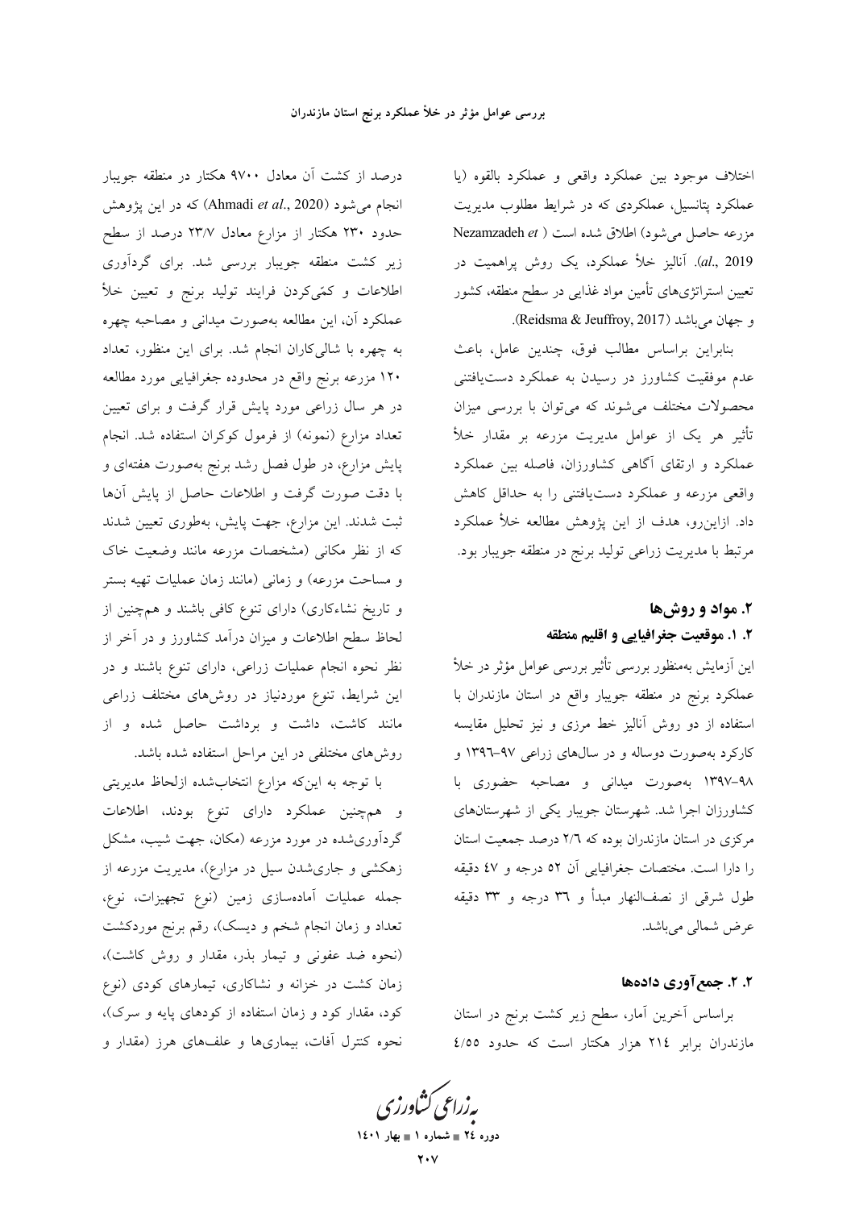اختلاف موجود بین عملکرد واقعی و عملکرد بالقوه (یا عملکرد پتانسیل، عملکردی که در شرایط مطلوب مدیریت مزرعه حاصل می‌شود) اطلاق شده است (Nezamzadeh *et al*., 2019). آنالیز خلأ عملکرد، یک روش پراهمیت در تعیین استراتژی‌های تأمین مواد غذایی در سطح منطقه، کشور و جهان می‌باشد (Reidsma & Jeuffroy, 2017).

بنابراین براساس مطالب فوق، چندین عامل، باعث عدم موفقیت کشاورز در رسیدن به عملکرد دست‌یافتنی محصولات مختلف می‌شوند که می‌توان با بررسی میزان تأثیر هر یک از عوامل مدیریت مزرعه بر مقدار خلأ عملکرد و ارتقای آگاهی کشاورزان، فاصله بین عملکرد واقعی مزرعه و عملکرد دست‌یافتنی را به حداقل کاهش داد. ازاین‌رو، هدف از این پژوهش مطالعه خلأ عملکرد مرتبط با مدیریت زراعی تولید برنج در منطقه جویبار بود.

## ۲. مواد و روش‌ها

### ۲. ۱. موقعیت جغرافیایی و اقلیم منطقه

این آزمایش به‌منظور بررسی تأثیر بررسی عوامل مؤثر در خلأ عملکرد برنج در منطقه جویبار واقع در استان مازندران با استفاده از دو روش آنالیز خط مرزی و نیز تحلیل مقایسه کارکرد به‌صورت دوساله و در سال‌های زراعی ۹۷-۱۳۹۶ و ۹۸-۱۳۹۷ به‌صورت میدانی و مصاحبه حضوری با کشاورزان اجرا شد. شهرستان جویبار یکی از شهرستان‌های مرکزی در استان مازندران بوده که ۲/۶ درصد جمعیت استان را دارا است. مختصات جغرافیایی آن ۵۲ درجه و ۴۷ دقیقه طول شرقی از نصف‌النهار مبدأ و ۳۶ درجه و ۳۳ دقیقه عرض شمالی می‌باشد.

### ۲. ۲. جمع‌آوری داده‌ها

براساس آخرین آمار، سطح زیر کشت برنج در استان مازندران برابر ۲۱۴ هزار هکتار است که حدود ۴/۵۵ درصد از کشت آن معادل ۹۷۰۰ هکتار در منطقه جویبار انجام می‌شود (Ahmadi *et al*., 2020) که در این پژوهش حدود ۲۳۰ هکتار از مزارع معادل ۲۳/۷ درصد از سطح زیر کشت منطقه جویبار بررسی شد. برای گردآوری اطلاعات و کمّی‌کردن فرایند تولید برنج و تعیین خلأ عملکرد آن، این مطالعه به‌صورت میدانی و مصاحبه چهره به چهره با شالی‌کاران انجام شد. برای این منظور، تعداد ۱۲۰ مزرعه برنج واقع در محدوده جغرافیایی مورد مطالعه در هر سال زراعی مورد پایش قرار گرفت و برای تعیین تعداد مزارع (نمونه) از فرمول کوکران استفاده شد. انجام پایش مزارع، در طول فصل رشد برنج به‌صورت هفته‌ای و با دقت صورت گرفت و اطلاعات حاصل از پایش آن‌ها ثبت شدند. این مزارع، جهت پایش، به‌طوری تعیین شدند که از نظر مکانی (مشخصات مزرعه مانند وضعیت خاک و مساحت مزرعه) و زمانی (مانند زمان عملیات تهیه بستر و تاریخ نشاءکاری) دارای تنوع کافی باشند و هم‌چنین از لحاظ سطح اطلاعات و میزان درآمد کشاورز و در آخر از نظر نحوه انجام عملیات زراعی، دارای تنوع باشند و در این شرایط، تنوع موردنیاز در روش‌های مختلف زراعی مانند کاشت، داشت و برداشت حاصل شده و از روش‌های مختلفی در این مراحل استفاده شده باشد.

با توجه به این‌که مزارع انتخاب‌شده ازلحاظ مدیریتی و هم‌چنین عملکرد دارای تنوع بودند، اطلاعات گردآوری‌شده در مورد مزرعه (مکان، جهت شیب، مشکل زهکشی و جاری‌شدن سیل در مزارع)، مدیریت مزرعه از جمله عملیات آماده‌سازی زمین (نوع تجهیزات، نوع، تعداد و زمان انجام شخم و دیسک)، رقم برنج موردکشت (نحوه ضد عفونی و تیمار بذر، مقدار و روش کاشت)، زمان کشت در خزانه و نشاکاری، تیمارهای کودی (نوع کود، مقدار کود و زمان استفاده از کودهای پایه و سرک)، نحوه کنترل آفات، بیماری‌ها و علف‌های هرز (مقدار و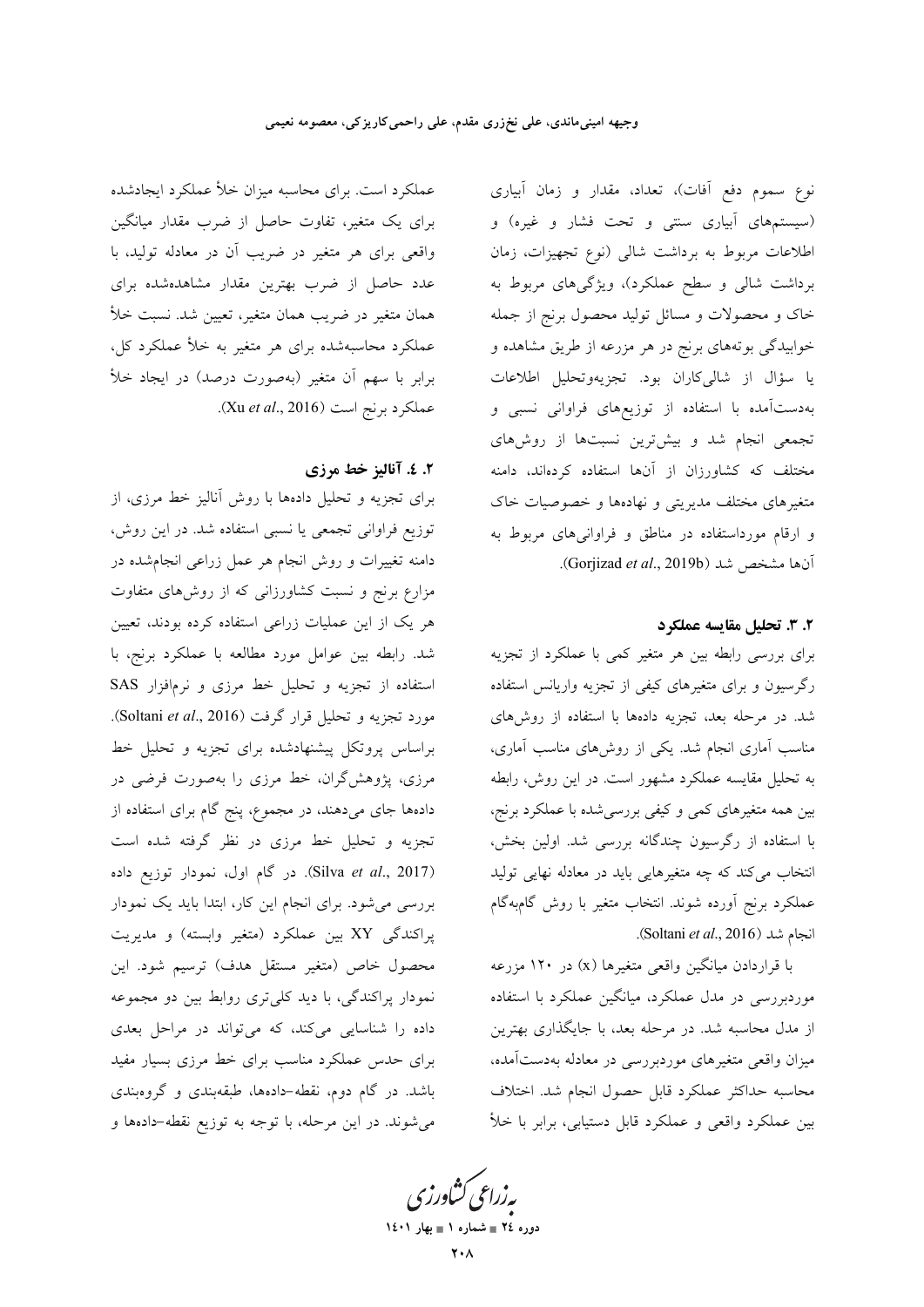نوع سموم دفع آفات)، تعداد، مقدار و زمان آبیاری (سیستم‌های آبیاری سنتی و تحت فشار و غیره) و اطلاعات مربوط به برداشت شالی (نوع تجهیزات، زمان برداشت شالی و سطح عملکرد)، ویژگی‌های مربوط به خاک و محصولات و مسائل تولید محصول برنج از جمله خوابیدگی بوته‌های برنج در هر مزرعه از طریق مشاهده و یا سؤال از شالی‌کاران بود. تجزیه‌وتحلیل اطلاعات به‌دست‌آمده با استفاده از توزیع‌های فراوانی نسبی و تجمعی انجام شد و بیش‌ترین نسبت‌ها از روش‌های مختلف که کشاورزان از آن‌ها استفاده کرده‌اند، دامنه متغیرهای مختلف مدیریتی و نهاده‌ها و خصوصیات خاک و ارقام مورداستفاده در مناطق و فراوانی‌های مربوط به آن‌ها مشخص شد (Gorjizad *et al*., 2019b).

### ۲. ۳. تحلیل مقایسه عملکرد

برای بررسی رابطه بین هر متغیر کمی با عملکرد از تجزیه رگرسیون و برای متغیرهای کیفی از تجزیه واریانس استفاده شد. در مرحله بعد، تجزیه داده‌ها با استفاده از روش‌های مناسب آماری انجام شد. یکی از روش‌های مناسب آماری، به تحلیل مقایسه عملکرد مشهور است. در این روش، رابطه بین همه متغیرهای کمی و کیفی بررسی‌شده با عملکرد برنج، با استفاده از رگرسیون چندگانه بررسی شد. اولین بخش، انتخاب می‌کند که چه متغیرهایی باید در معادله نهایی تولید عملکرد برنج آورده شوند. انتخاب متغیر با روش گام‌به‌گام انجام شد (Soltani *et al*., 2016).

با قراردادن میانگین واقعی متغیرها (x) در ۱۲۰ مزرعه موردبررسی در مدل عملکرد، میانگین عملکرد با استفاده از مدل محاسبه شد. در مرحله بعد، با جایگذاری بهترین میزان واقعی متغیرهای موردبررسی در معادله به‌دست‌آمده، محاسبه حداکثر عملکرد قابل حصول انجام شد. اختلاف بین عملکرد واقعی و عملکرد قابل دستیابی، برابر با خلأ عملکرد است. برای محاسبه میزان خلأ عملکرد ایجادشده برای یک متغیر، تفاوت حاصل از ضرب مقدار میانگین واقعی برای هر متغیر در ضریب آن در معادله تولید، با عدد حاصل از ضرب بهترین مقدار مشاهده‌شده برای همان متغیر در ضریب همان متغیر، تعیین شد. نسبت خلأ عملکرد محاسبه‌شده برای هر متغیر به خلأ عملکرد کل، برابر با سهم آن متغیر (به‌صورت درصد) در ایجاد خلأ عملکرد برنج است (Xu *et al*., 2016).

### ۲. ٤. آنالیز خط مرزی

برای تجزیه و تحلیل داده‌ها با روش آنالیز خط مرزی، از توزیع فراوانی تجمعی یا نسبی استفاده شد. در این روش، دامنه تغییرات و روش انجام هر عمل زراعی انجام‌شده در مزارع برنج و نسبت کشاورزانی که از روش‌های متفاوت هر یک از این عملیات زراعی استفاده کرده بودند، تعیین شد. رابطه بین عوامل مورد مطالعه با عملکرد برنج، با استفاده از تجزیه و تحلیل خط مرزی و نرم‌افزار SAS مورد تجزیه و تحلیل قرار گرفت (Soltani *et al*., 2016). براساس پروتکل پیشنهادشده برای تجزیه و تحلیل خط مرزی، پژوهش‌گران، خط مرزی را به‌صورت فرضی در داده‌ها جای می‌دهند، در مجموع، پنج گام برای استفاده از تجزیه و تحلیل خط مرزی در نظر گرفته شده است (Silva *et al*., 2017). در گام اول، نمودار توزیع داده بررسی می‌شود. برای انجام این کار، ابتدا باید یک نمودار پراکندگی XY بین عملکرد (متغیر وابسته) و مدیریت محصول خاص (متغیر مستقل هدف) ترسیم شود. این نمودار پراکندگی، با دید کلی‌تری روابط بین دو مجموعه داده را شناسایی می‌کند، که می‌تواند در مراحل بعدی برای حدس عملکرد مناسب برای خط مرزی بسیار مفید باشد. در گام دوم، نقطه–داده‌ها، طبقه‌بندی و گروه‌بندی می‌شوند. در این مرحله، با توجه به توزیع نقطه–داده‌ها و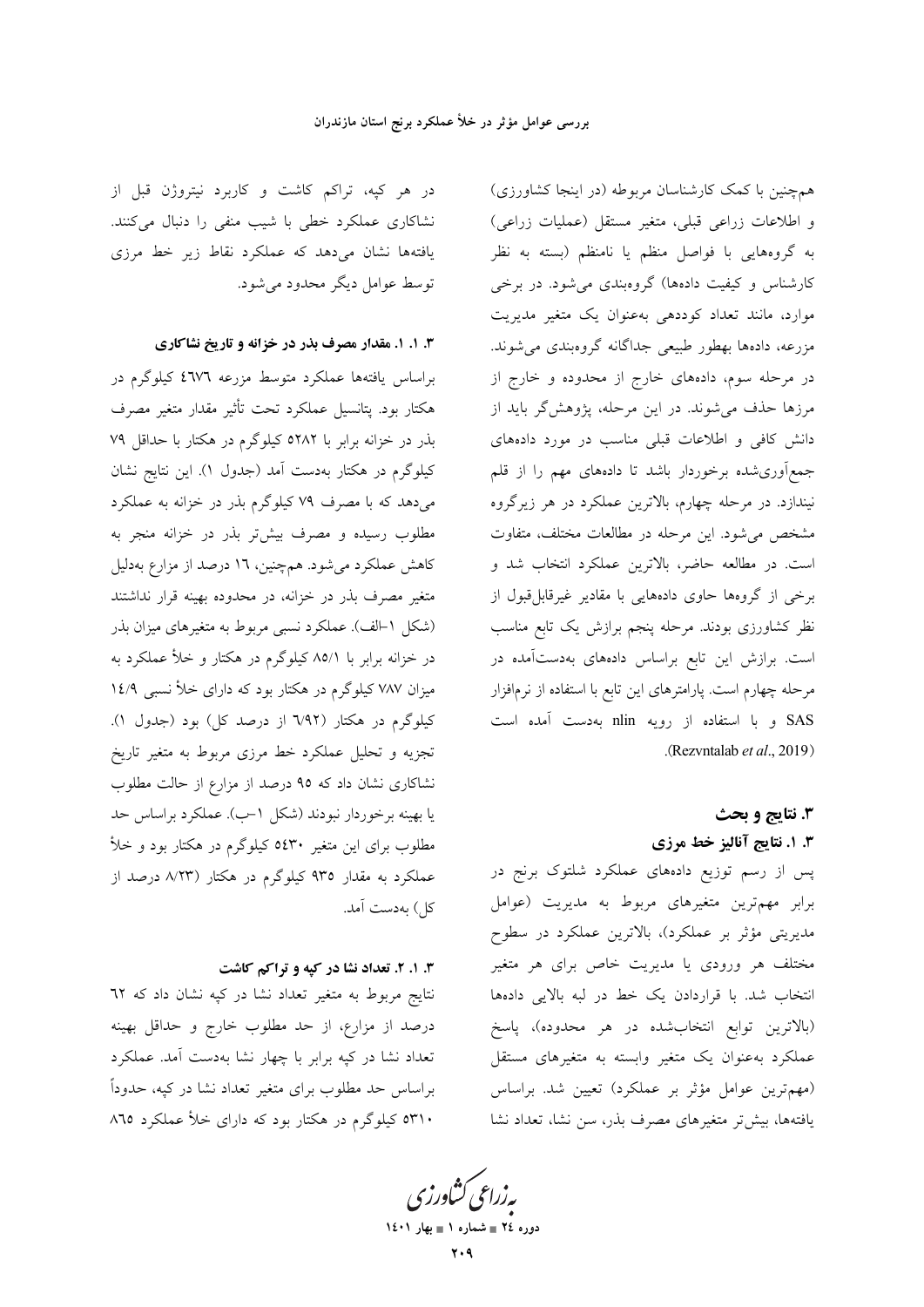هم‌چنین با کمک کارشناسان مربوطه (در اینجا کشاورزی) و اطلاعات زراعی قبلی، متغیر مستقل (عملیات زراعی) به گروه‌هایی با فواصل منظم یا نامنظم (بسته به نظر کارشناس و کیفیت داده‌ها) گروه‌بندی می‌شود. در برخی موارد، مانند تعداد کوددهی به‌عنوان یک متغیر مدیریت مزرعه، داده‌ها بطور طبیعی جداگانه گروه‌بندی می‌شوند. در مرحله سوم، داده‌های خارج از محدوده و خارج از مرزها حذف می‌شوند. در این مرحله، پژوهش‌گر باید از دانش کافی و اطلاعات قبلی مناسب در مورد داده‌های جمع‌آوری‌شده برخوردار باشد تا داده‌های مهم را از قلم نیندازد. در مرحله چهارم، بالاترین عملکرد در هر زیرگروه مشخص می‌شود. این مرحله در مطالعات مختلف، متفاوت است. در مطالعه حاضر، بالاترین عملکرد انتخاب شد و برخی از گروه‌ها حاوی داده‌هایی با مقادیر غیرقابل‌قبول از نظر کشاورزی بودند. مرحله پنجم برازش یک تابع مناسب است. برازش این تابع براساس داده‌های به‌دست‌آمده در مرحله چهارم است. پارامترهای این تابع با استفاده از نرم‌افزار SAS و با استفاده از رویه nlin به‌دست آمده است (Rezvntalab *et al*., 2019).

## ۳. نتایج و بحث

### ۳. ۱. نتایج آنالیز خط مرزی

پس از رسم توزیع داده‌های عملکرد شلتوک برنج در برابر مهم‌ترین متغیرهای مربوط به مدیریت (عوامل مدیریتی مؤثر بر عملکرد)، بالاترین عملکرد در سطوح مختلف هر ورودی یا مدیریت خاص برای هر متغیر انتخاب شد. با قراردادن یک خط در لبه بالایی داده‌ها (بالاترین توابع انتخاب‌شده در هر محدوده)، پاسخ عملکرد به‌عنوان یک متغیر وابسته به متغیرهای مستقل (مهم‌ترین عوامل مؤثر بر عملکرد) تعیین شد. براساس یافته‌ها، بیش‌تر متغیرهای مصرف بذر، سن نشا، تعداد نشا در هر کپه، تراکم کاشت و کاربرد نیتروژن قبل از نشاکاری عملکرد خطی با شیب منفی را دنبال می‌کنند. یافته‌ها نشان می‌دهد که عملکرد نقاط زیر خط مرزی توسط عوامل دیگر محدود می‌شود.

#### ۳. ۱. ۱. مقدار مصرف بذر در خزانه و تاریخ نشاکاری

براساس یافته‌ها عملکرد متوسط مزرعه ٤٦٧٦ کیلوگرم در هکتار بود. پتانسیل عملکرد تحت تأثیر مقدار متغیر مصرف بذر در خزانه برابر با ٥٢٨٢ کیلوگرم در هکتار با حداقل ٧٩ کیلوگرم در هکتار به‌دست آمد (جدول ۱). این نتایج نشان می‌دهد که با مصرف ٧٩ کیلوگرم بذر در خزانه به عملکرد مطلوب رسیده و مصرف بیش‌تر بذر در خزانه منجر به کاهش عملکرد می‌شود. هم‌چنین، ١٦ درصد از مزارع به‌دلیل متغیر مصرف بذر در خزانه، در محدوده بهینه قرار نداشتند (شکل ۱-الف). عملکرد نسبی مربوط به متغیرهای میزان بذر در خزانه برابر با ٨٥/١ کیلوگرم در هکتار و خلأ عملکرد به میزان ٧٨٧ کیلوگرم در هکتار بود که دارای خلأ نسبی ١٤/٩ کیلوگرم در هکتار (٦/٩٢ از درصد کل) بود (جدول ۱). تجزیه و تحلیل عملکرد خط مرزی مربوط به متغیر تاریخ نشاکاری نشان داد که ٩٥ درصد از مزارع از حالت مطلوب یا بهینه برخوردار نبودند (شکل ۱-ب). عملکرد براساس حد مطلوب برای این متغیر ٥٤٣٠ کیلوگرم در هکتار بود و خلأ عملکرد به مقدار ٩٣٥ کیلوگرم در هکتار (٨/٢٣ درصد از کل) به‌دست آمد.

#### ۳. ۱. ۲. تعداد نشا در کپه و تراکم کاشت

نتایج مربوط به متغیر تعداد نشا در کپه نشان داد که ٦٢ درصد از مزارع، از حد مطلوب خارج و حداقل بهینه تعداد نشا در کپه برابر با چهار نشا به‌دست آمد. عملکرد براساس حد مطلوب برای متغیر تعداد نشا در کپه، حدوداً ٥٣١٠ کیلوگرم در هکتار بود که دارای خلأ عملکرد ٨٦٥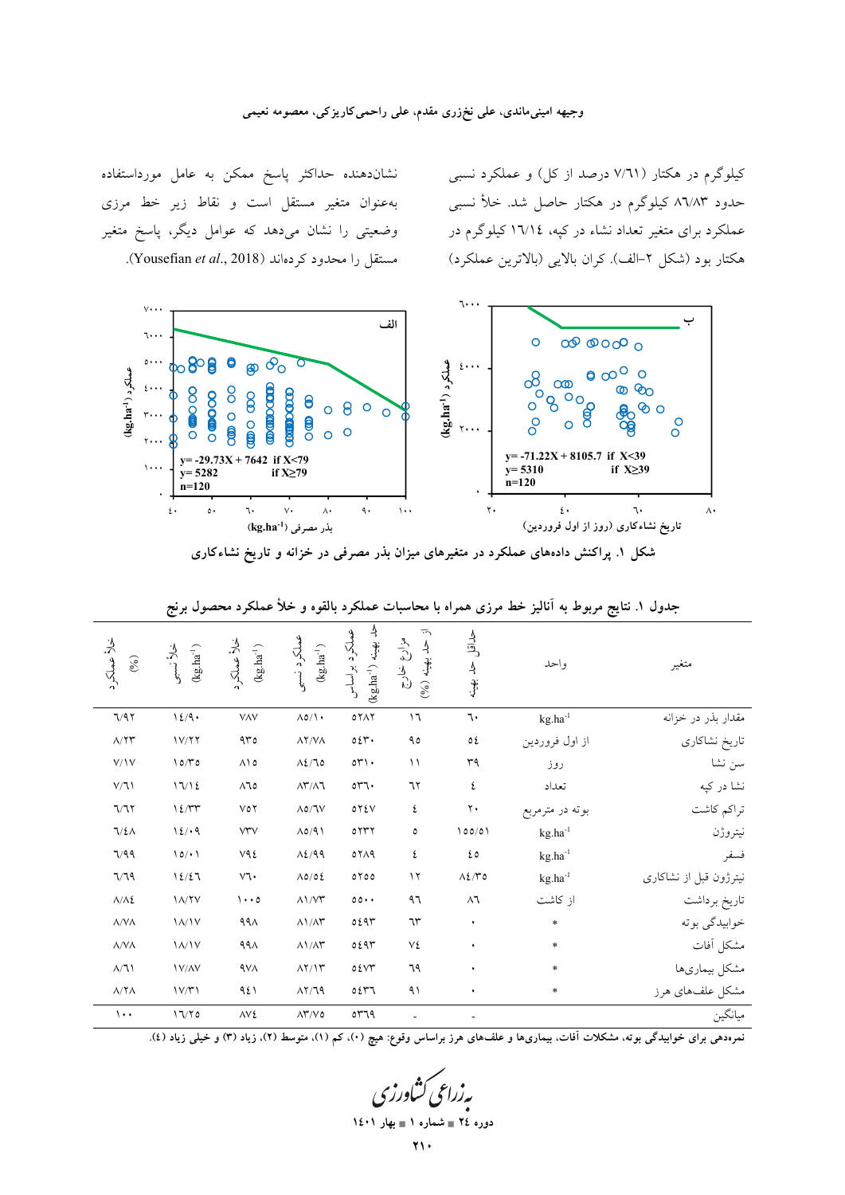کیلوگرم در هکتار (۷/۶۱ درصد از کل) و عملکرد نسبی حدود ۸۶/۸۳ کیلوگرم در هکتار حاصل شد. خلأ نسبی عملکرد برای متغیر تعداد نشاء در کپه، ۱۶/۱۴ کیلوگرم در هکتار بود (شکل ۲–الف). کران بالایی (بالاترین عملکرد) نشان‌دهنده حداکثر پاسخ ممکن به عامل مورداستفاده به‌عنوان متغیر مستقل است و نقاط زیر خط مرزی وضعیتی را نشان می‌دهد که عوامل دیگر، پاسخ متغیر مستقل را محدود کرده‌اند (Yousefian *et al*., 2018).

**شکل ۱. پراکنش داده‌های عملکرد در متغیرهای میزان بذر مصرفی در خزانه و تاریخ نشاءکاری**

**جدول ۱. نتایج مربوط به آنالیز خط مرزی همراه با محاسبات عملکرد بالقوه و خلأ عملکرد محصول برنج**

| متغیر | واحد | حداقل حد بهینه | موارد خارج از حد بهینه (%) | عملکرد براساس حد بهینه ($kg.ha^{-1}$) | عملکرد نسبی ($kg.ha^{-1}$) | خلأ عملکرد ($kg.ha^{-1}$) | خلأ نسبی ($kg.ha^{-1}$) | خلأ عملکرد (%) |
|---|---|---|---|---|---|---|---|---|
| مقدار بذر در خزانه | $kg.ha^{-1}$ | ۶۰ | ۱۶ | ۵۲۸۲ | ۸۵/۱۰ | ۷۸۷ | ۱۴/۹۰ | ۶/۹۲ |
| تاریخ نشاکاری | از اول فروردین | ۵۴ | ۹۵ | ۵۴۳۰ | ۸۲/۷۸ | ۹۳۵ | ۱۷/۲۲ | ۸/۲۳ |
| سن نشا | روز | ۳۹ | ۱۱ | ۵۳۱۰ | ۸۴/۶۵ | ۸۱۵ | ۱۵/۳۵ | ۷/۱۷ |
| نشا در کپه | تعداد | ۴ | ۶۲ | ۵۳۶۰ | ۸۳/۸۶ | ۸۶۵ | ۱۶/۱۴ | ۷/۶۱ |
| تراکم کاشت | بوته در مترمربع | ۲۰ | ۴ | ۵۲۴۷ | ۸۵/۶۷ | ۷۵۲ | ۱۴/۳۳ | ۶/۶۲ |
| نیتروژن | $kg.ha^{-1}$ | ۱۵۵/۵۱ | ۵ | ۵۲۳۲ | ۸۵/۹۱ | ۷۳۷ | ۱۴/۰۹ | ۶/۴۸ |
| فسفر | $kg.ha^{-1}$ | ۴۵ | ۴ | ۵۲۸۹ | ۸۴/۹۹ | ۷۹۴ | ۱۵/۰۱ | ۶/۹۹ |
| نیتروژن قبل از نشاکاری | $kg.ha^{-1}$ | ۸۴/۳۵ | ۱۲ | ۵۲۵۵ | ۸۵/۵۴ | ۷۶۰ | ۱۴/۴۶ | ۶/۶۹ |
| تاریخ برداشت | از کاشت | ۸۶ | ۹۶ | ۵۵۰۰ | ۸۱/۷۳ | ۱۰۰۵ | ۱۸/۲۷ | ۸/۸۴ |
| خوابیدگی بوته | * | ۰ | ۶۳ | ۵۴۹۳ | ۸۱/۸۳ | ۹۹۸ | ۱۸/۱۷ | ۸/۷۸ |
| مشکل آفات | * | ۰ | ۷۴ | ۵۴۹۳ | ۸۱/۸۳ | ۹۹۸ | ۱۸/۱۷ | ۸/۷۸ |
| مشکل بیماری‌ها | * | ۰ | ۶۹ | ۵۴۷۳ | ۸۲/۱۳ | ۹۷۸ | ۱۷/۸۷ | ۸/۶۱ |
| مشکل علف‌های هرز | * | ۰ | ۹۱ | ۵۴۳۶ | ۸۲/۶۹ | ۹۴۱ | ۱۷/۳۱ | ۸/۲۸ |
| میانگین | | - | - | ۵۳۶۹ | ۸۳/۷۵ | ۸۷۴ | ۱۶/۲۵ | ۱۰۰ |

نمره‌دهی برای خوابیدگی بوته، مشکلات آفات، بیماری‌ها و علف‌های هرز براساس وقوع: هیچ (۰)، کم (۱)، متوسط (۲)، زیاد (۳) و خیلی زیاد (۴).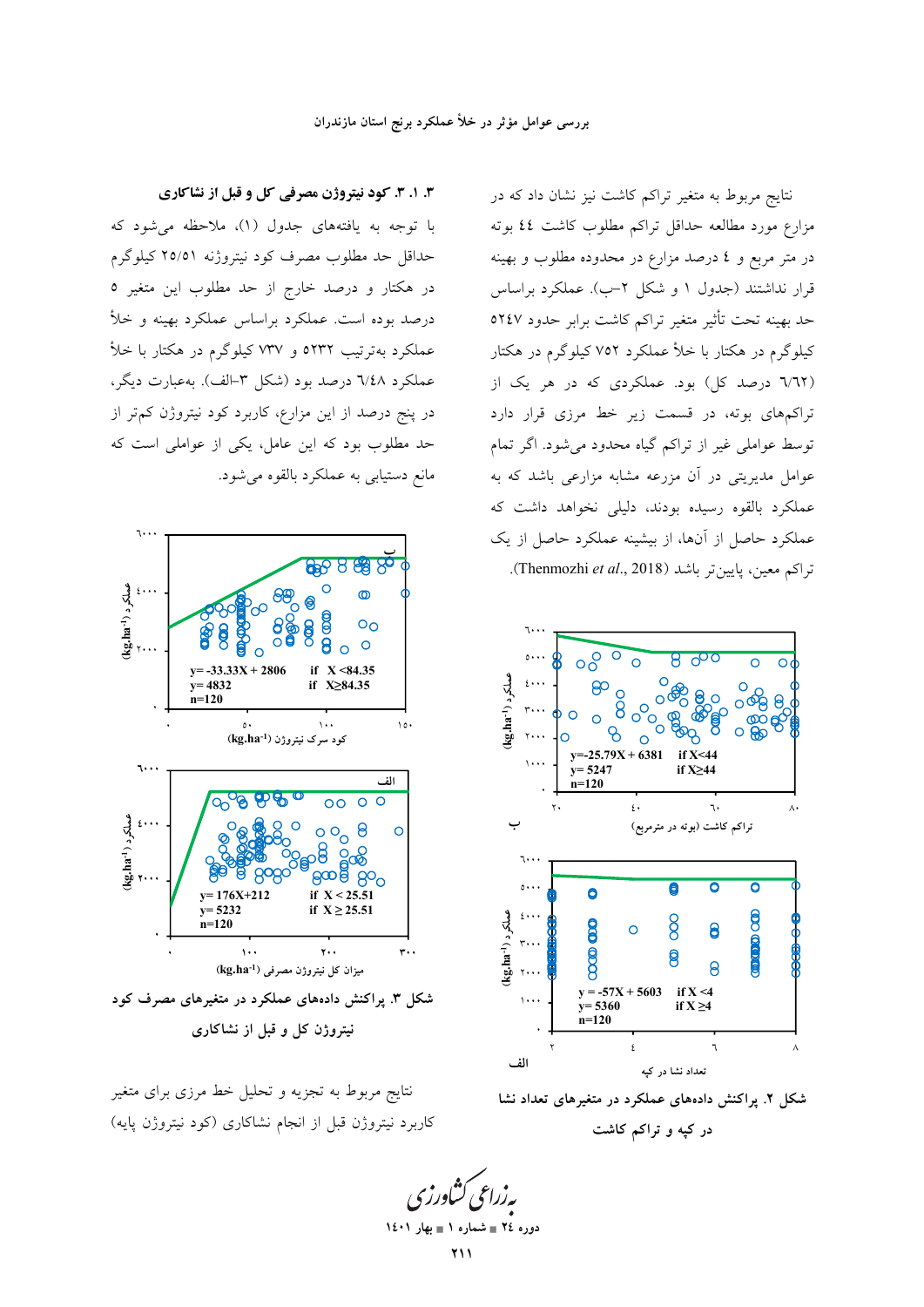نتایج مربوط به متغیر تراکم کاشت نیز نشان داد که در مزارع مورد مطالعه حداقل تراکم مطلوب کاشت ٤٤ بوته در متر مربع و ٤ درصد مزارع در محدوده مطلوب و بهینه قرار نداشتند (جدول ١ و شکل ٢-ب). عملکرد براساس حد بهینه تحت تأثیر متغیر تراکم کاشت برابر حدود ٥٢٤٧ کیلوگرم در هکتار با خلأ عملکرد ٧٥٢ کیلوگرم در هکتار (٦/٦٢ درصد کل) بود. عملکردی که در هر یک از تراکم‌های بوته، در قسمت زیر خط مرزی قرار دارد توسط عواملی غیر از تراکم گیاه محدود می‌شود. اگر تمام عوامل مدیریتی در آن مزرعه مشابه مزارعی باشد که به عملکرد بالقوه رسیده بودند، دلیلی نخواهد داشت که عملکرد حاصل از آن‌ها، از بیشینه عملکرد حاصل از یک تراکم معین، پایین‌تر باشد (Thenmozhi *et al*., 2018).

شکل ٢. پراکنش داده‌های عملکرد در متغیرهای تعداد نشا در کپه و تراکم کاشت

### ٣. ١. ٣. کود نیتروژن مصرفی کل و قبل از نشاکاری

با توجه به یافته‌های جدول (١)، ملاحظه می‌شود که حداقل حد مطلوب مصرف کود نیتروژنه ٢٥/٥١ کیلوگرم در هکتار و درصد خارج از حد مطلوب این متغیر ٥ درصد بوده است. عملکرد براساس عملکرد بهینه و خلأ عملکرد به‌ترتیب ٥٢٣٢ و ٧٣٧ کیلوگرم در هکتار با خلأ عملکرد ٦/٤٨ درصد بود (شکل ٣-الف). به‌عبارت دیگر، در پنج درصد از این مزارع، کاربرد کود نیتروژن کم‌تر از حد مطلوب بود که این عامل، یکی از عواملی است که مانع دستیابی به عملکرد بالقوه می‌شود.

شکل ٣. پراکنش داده‌های عملکرد در متغیرهای مصرف کود نیتروژن کل و قبل از نشاکاری

نتایج مربوط به تجزیه و تحلیل خط مرزی برای متغیر کاربرد نیتروژن قبل از انجام نشاکاری (کود نیتروژن پایه)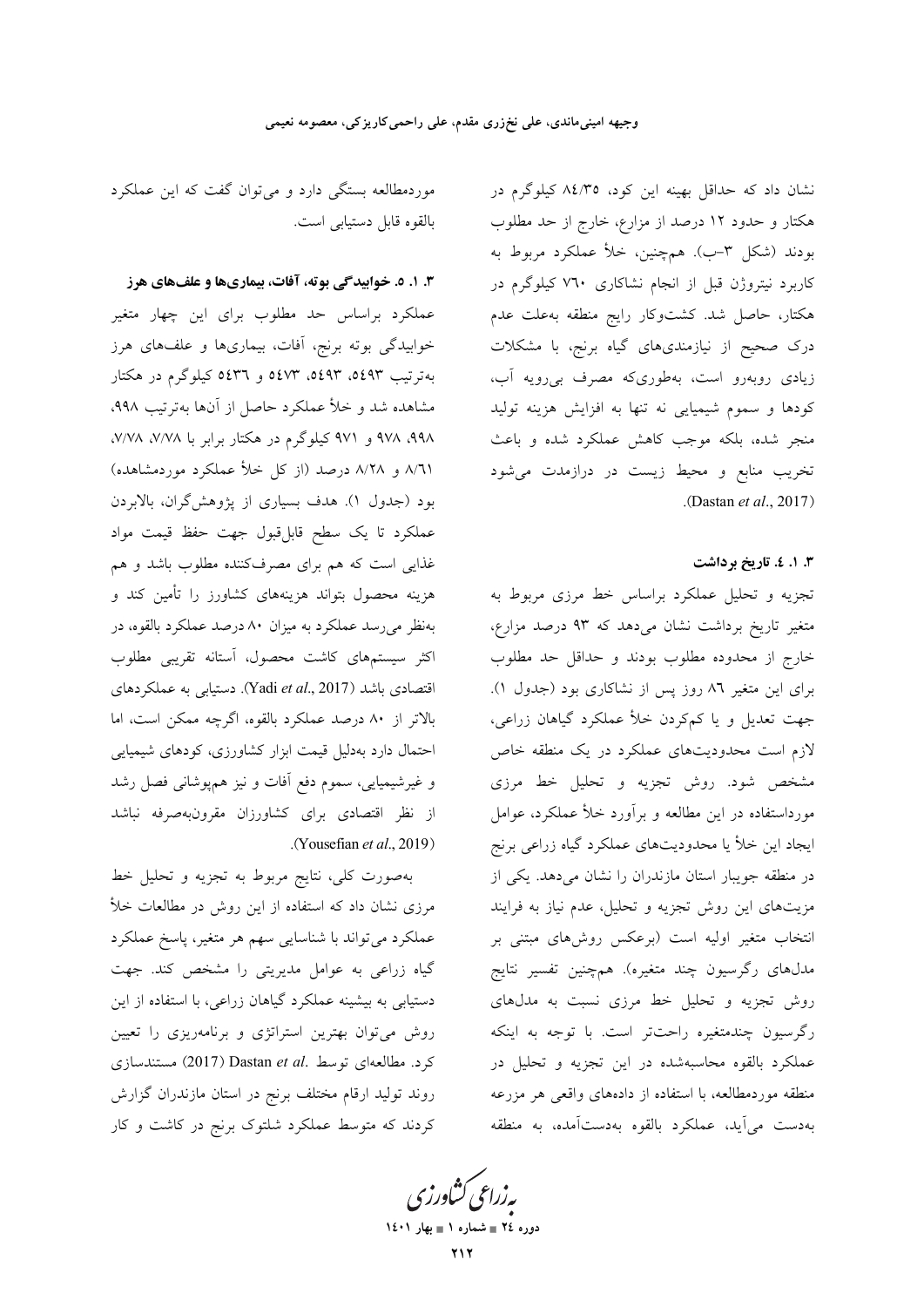نشان داد که حداقل بهینه این کود، ۸۴/۳۵ کیلوگرم در هکتار و حدود ۱۲ درصد از مزارع، خارج از حد مطلوب بودند (شکل ۳-ب). هم‌چنین، خلأ عملکرد مربوط به کاربرد نیتروژن قبل از انجام نشاکاری ۷۶۰ کیلوگرم در هکتار، حاصل شد. کشت‌وکار رایج منطقه به‌علت عدم درک صحیح از نیازمندی‌های گیاه برنج، با مشکلات زیادی روبه‌رو است، به‌طوری‌که مصرف بی‌رویه آب، کودها و سموم شیمیایی نه تنها به افزایش هزینه تولید منجر شده، بلکه موجب کاهش عملکرد شده و باعث تخریب منابع و محیط زیست در درازمدت می‌شود (Dastan *et al*., 2017).

### ۳. ۱. ۴. تاریخ برداشت

تجزیه و تحلیل عملکرد براساس خط مرزی مربوط به متغیر تاریخ برداشت نشان می‌دهد که ۹۳ درصد مزارع، خارج از محدوده مطلوب بودند و حداقل حد مطلوب برای این متغیر ۸۶ روز پس از نشاکاری بود (جدول ۱). جهت تعدیل و یا کم‌کردن خلأ عملکرد گیاهان زراعی، لازم است محدودیت‌های عملکرد در یک منطقه خاص مشخص شود. روش تجزیه و تحلیل خط مرزی مورداستفاده در این مطالعه و برآورد خلأ عملکرد، عوامل ایجاد این خلأ یا محدودیت‌های عملکرد گیاه زراعی برنج در منطقه جویبار استان مازندران را نشان می‌دهد. یکی از مزیت‌های این روش تجزیه و تحلیل، عدم نیاز به فرایند انتخاب متغیر اولیه است (برعکس روش‌های مبتنی بر مدل‌های رگرسیون چند متغیره). هم‌چنین تفسیر نتایج روش تجزیه و تحلیل خط مرزی نسبت به مدل‌های رگرسیون چندمتغیره راحت‌تر است. با توجه به اینکه عملکرد بالقوه محاسبه‌شده در این تجزیه و تحلیل در منطقه موردمطالعه، با استفاده از داده‌های واقعی هر مزرعه به‌دست می‌آید، عملکرد بالقوه به‌دست‌آمده، به منطقه موردمطالعه بستگی دارد و می‌توان گفت که این عملکرد بالقوه قابل دستیابی است.

### ۳. ۱. ۵. خوابیدگی بوته، آفات، بیماری‌ها و علف‌های هرز

عملکرد براساس حد مطلوب برای این چهار متغیر خوابیدگی بوته برنج، آفات، بیماری‌ها و علف‌های هرز به‌ترتیب ۵۴۹۳، ۵۴۹۳، ۵۴۷۳ و ۵۴۳۶ کیلوگرم در هکتار مشاهده شد و خلأ عملکرد حاصل از آن‌ها به‌ترتیب ۹۹۸، ۹۹۸، ۹۷۸ و ۹۷۱ کیلوگرم در هکتار برابر با ۷/۷۸، ۷/۷۸، ۸/۶۱ و ۸/۲۸ درصد (از کل خلأ عملکرد موردمشاهده) بود (جدول ۱). هدف بسیاری از پژوهش‌گران، بالابردن عملکرد تا یک سطح قابل‌قبول جهت حفظ قیمت مواد غذایی است که هم برای مصرف‌کننده مطلوب باشد و هم هزینه محصول بتواند هزینه‌های کشاورز را تأمین کند و به‌نظر می‌رسد عملکرد به میزان ۸۰ درصد عملکرد بالقوه، در اکثر سیستم‌های کاشت محصول، آستانه تقریبی مطلوب اقتصادی باشد (Yadi *et al*., 2017). دستیابی به عملکردهای بالاتر از ۸۰ درصد عملکرد بالقوه، اگرچه ممکن است، اما احتمال دارد به‌دلیل قیمت ابزار کشاورزی، کودهای شیمیایی و غیرشیمیایی، سموم دفع آفات و نیز هم‌پوشانی فصل رشد از نظر اقتصادی برای کشاورزان مقرون‌به‌صرفه نباشد (Yousefian *et al*., 2019).

به‌صورت کلی، نتایج مربوط به تجزیه و تحلیل خط مرزی نشان داد که استفاده از این روش در مطالعات خلأ عملکرد می‌تواند با شناسایی سهم هر متغیر، پاسخ عملکرد گیاه زراعی به عوامل مدیریتی را مشخص کند. جهت دستیابی به بیشینه عملکرد گیاهان زراعی، با استفاده از این روش می‌توان بهترین استراتژی و برنامه‌ریزی را تعیین کرد. مطالعه‌ای توسط Dastan *et al*. (2017) مستندسازی روند تولید ارقام مختلف برنج در استان مازندران گزارش کردند که متوسط عملکرد شلتوک برنج در کاشت و کار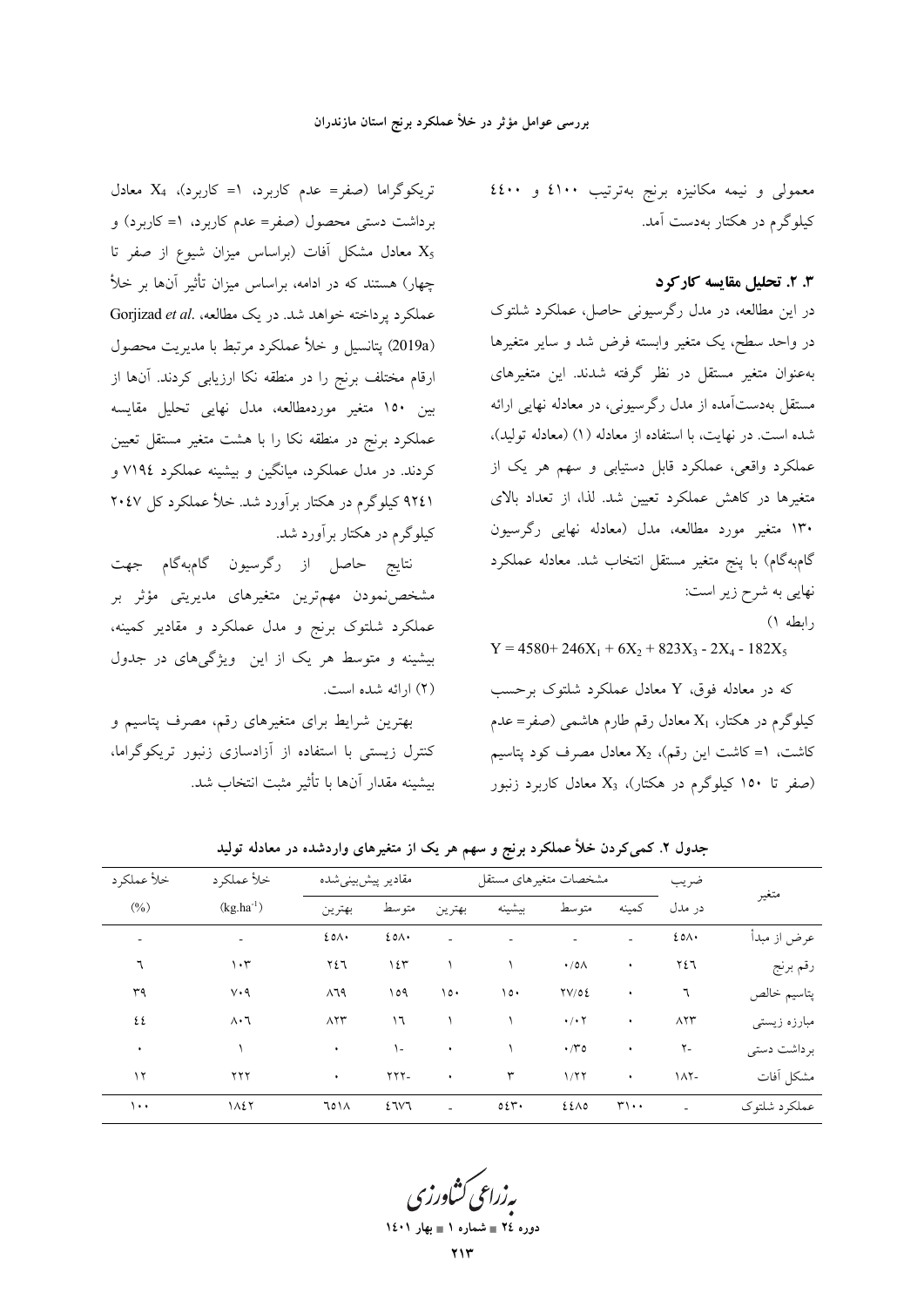معمولی و نیمه مکانیزه برنج به‌ترتیب ۴۱۰۰ و ۴۴۰۰ کیلوگرم در هکتار به‌دست آمد.

### ۳. ۲. تحلیل مقایسه کارکرد

در این مطالعه، در مدل رگرسیونی حاصل، عملکرد شلتوک در واحد سطح، یک متغیر وابسته فرض شد و سایر متغیرها به‌عنوان متغیر مستقل در نظر گرفته شدند. این متغیرهای مستقل به‌دست‌آمده از مدل رگرسیونی، در معادله نهایی ارائه شده است. در نهایت، با استفاده از معادله (۱) (معادله تولید)، عملکرد واقعی، عملکرد قابل دستیابی و سهم هر یک از متغیرها در کاهش عملکرد تعیین شد. لذا، از تعداد بالای ۱۳۰ متغیر مورد مطالعه، مدل (معادله نهایی رگرسیون گام‌به‌گام) با پنج متغیر مستقل انتخاب شد. معادله عملکرد نهایی به شرح زیر است:

رابطه ۱)

$$Y = 4580 + 246X_1 + 6X_2 + 823X_3 - 2X_4 - 182X_5$$

که در معادله فوق، $Y$ معادل عملکرد شلتوک برحسب کیلوگرم در هکتار، $X_1$ معادل رقم طارم هاشمی (صفر= عدم کاشت، ۱= کاشت این رقم)، $X_2$ معادل مصرف کود پتاسیم (صفر تا ۱۵۰ کیلوگرم در هکتار)، $X_3$ معادل کاربرد زنبور تریکوگراما (صفر= عدم کاربرد، ۱= کاربرد)، $X_4$ معادل برداشت دستی محصول (صفر= عدم کاربرد، ۱= کاربرد) و $X_5$ معادل مشکل آفات (براساس میزان شیوع از صفر تا چهار) هستند که در ادامه، براساس میزان تأثیر آن‌ها بر خلأ عملکرد پرداخته خواهد شد. در یک مطالعه، Gorjizad *et al.* (2019a) پتانسیل و خلأ عملکرد مرتبط با مدیریت محصول ارقام مختلف برنج را در منطقه نکا ارزیابی کردند. آن‌ها از بین ۱۵۰ متغیر موردمطالعه، مدل نهایی تحلیل مقایسه عملکرد برنج در منطقه نکا را با هشت متغیر مستقل تعیین کردند. در مدل عملکرد، میانگین و بیشینه عملکرد ۷۱۹۴ و ۹۲۴۱ کیلوگرم در هکتار برآورد شد. خلأ عملکرد کل ۲۰۴۷ کیلوگرم در هکتار برآورد شد.

نتایج حاصل از رگرسیون گام‌به‌گام جهت مشخص‌نمودن مهم‌ترین متغیرهای مدیریتی مؤثر بر عملکرد شلتوک برنج و مدل عملکرد و مقادیر کمینه، بیشینه و متوسط هر یک از این ویژگی‌های در جدول (۲) ارائه شده است.

بهترین شرایط برای متغیرهای رقم، مصرف پتاسیم و کنترل زیستی با استفاده از آزادسازی زنبور تریکوگراما، بیشینه مقدار آن‌ها با تأثیر مثبت انتخاب شد.

**جدول ۲. کمی‌کردن خلأ عملکرد برنج و سهم هر یک از متغیرهای واردشده در معادله تولید**

| متغیر | ضریب در مدل | مشخصات متغیرهای مستقل | | | | مقادیر پیش‌بینی‌شده | | خلأ عملکرد $(kg.ha^{-1})$ | خلأ عملکرد (%) |
|---|---|---|---|---|---|---|---|---|---|
| | | کمینه | متوسط | بیشینه | بهترین | متوسط | بهترین | | |
| عرض از مبدأ | ۴۵۸۰ | - | - | - | - | ۴۵۸۰ | ۴۵۸۰ | - | - |
| رقم برنج | ۲۴۶ | ۰ | ۰/۵۸ | ۱ | ۱ | ۱۴۳ | ۲۴۶ | ۱۰۳ | ۶ |
| پتاسیم خالص | ۶ | ۰ | ۲۷/۵۴ | ۱۵۰ | ۱۵۰ | ۱۵۹ | ۸۶۹ | ۷۰۹ | ۳۹ |
| مبارزه زیستی | ۸۲۳ | ۰ | ۰/۰۲ | ۱ | ۱ | ۱۶ | ۸۲۳ | ۸۰۶ | ۴۴ |
| برداشت دستی | -۲ | ۰ | ۰/۳۵ | ۱ | ۰ | -۱ | ۰ | ۱ | ۰ |
| مشکل آفات | -۱۸۲ | ۰ | ۱/۲۲ | ۳ | ۰ | -۲۲۲ | ۰ | ۲۲۲ | ۱۲ |
| عملکرد شلتوک | - | ۳۱۰۰ | ۴۴۸۵ | ۵۴۳۰ | - | ۴۶۷۶ | ۶۵۱۸ | ۱۸۴۲ | ۱۰۰ |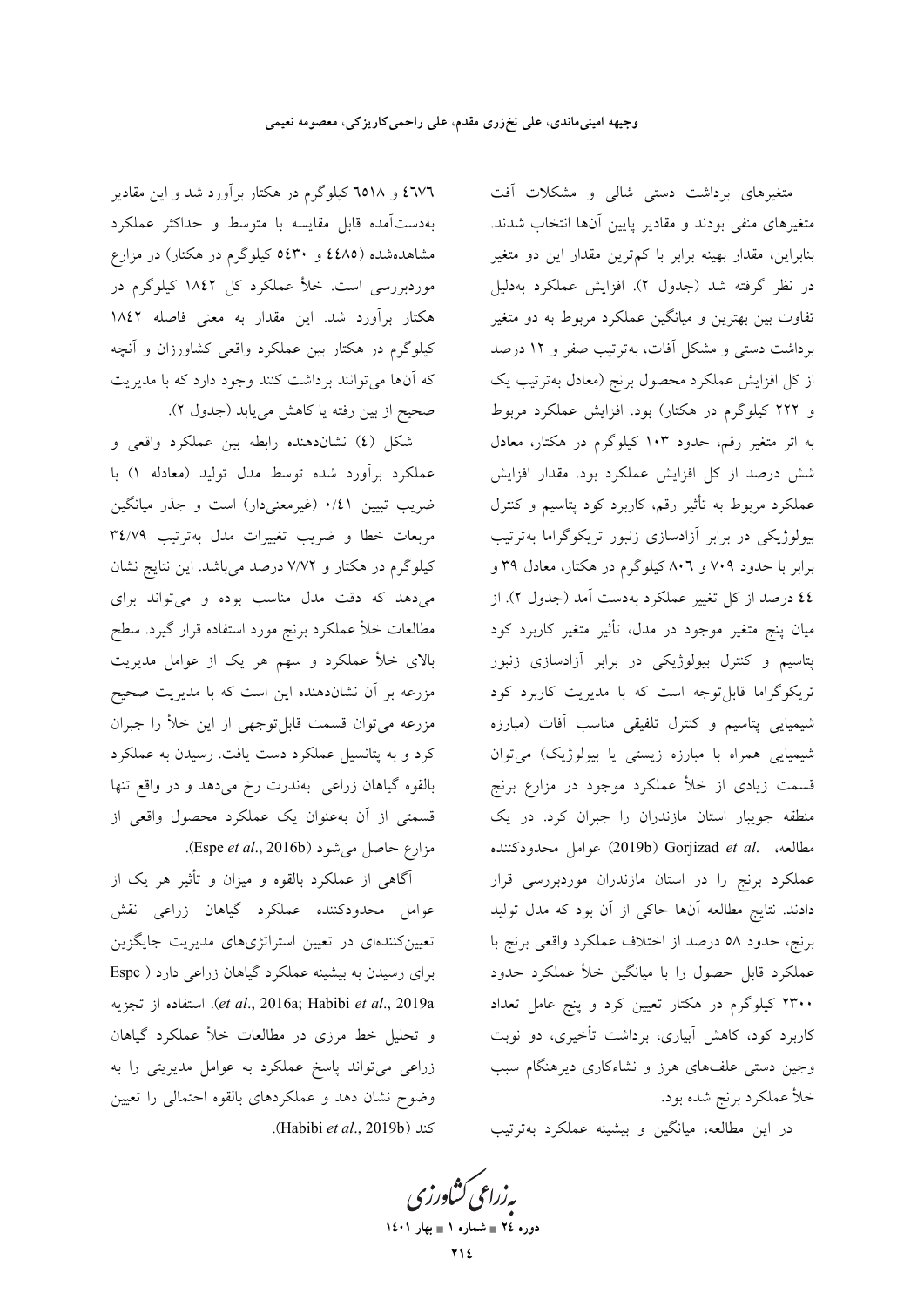متغیرهای برداشت دستی شالی و مشکلات آفت متغیرهای منفی بودند و مقادیر پایین آنها انتخاب شدند. بنابراین، مقدار بهینه برابر با کم‌ترین مقدار این دو متغیر در نظر گرفته شد (جدول ۲). افزایش عملکرد به‌دلیل تفاوت بین بهترین و میانگین عملکرد مربوط به دو متغیر برداشت دستی و مشکل آفات، به‌ترتیب صفر و ۱۲ درصد از کل افزایش عملکرد محصول برنج (معادل به‌ترتیب یک و ۲۲۲ کیلوگرم در هکتار) بود. افزایش عملکرد مربوط به اثر متغیر رقم، حدود ۱۰۳ کیلوگرم در هکتار، معادل شش درصد از کل افزایش عملکرد بود. مقدار افزایش عملکرد مربوط به تأثیر رقم، کاربرد کود پتاسیم و کنترل بیولوژیکی در برابر آزادسازی زنبور تریکوگراما به‌ترتیب برابر با حدود ۷۰۹ و ۸۰۶ کیلوگرم در هکتار، معادل ۳۹ و ۴۴ درصد از کل تغییر عملکرد به‌دست آمد (جدول ۲). از میان پنج متغیر موجود در مدل، تأثیر متغیر کاربرد کود پتاسیم و کنترل بیولوژیکی در برابر آزادسازی زنبور تریکوگراما قابل‌توجه است که با مدیریت کاربرد کود شیمیایی پتاسیم و کنترل تلفیقی مناسب آفات (مبارزه شیمیایی همراه با مبارزه زیستی یا بیولوژیک) می‌توان قسمت زیادی از خلأ عملکرد موجود در مزارع برنج منطقه جویبار استان مازندران را جبران کرد. در یک مطالعه، Gorjizad *et al.* (2019b) عوامل محدودکننده عملکرد برنج را در استان مازندران موردبررسی قرار دادند. نتایج مطالعه آنها حاکی از آن بود که مدل تولید برنج، حدود ۵۸ درصد از اختلاف عملکرد واقعی برنج با عملکرد قابل حصول را با میانگین خلأ عملکرد حدود ۲۳۰۰ کیلوگرم در هکتار تعیین کرد و پنج عامل تعداد کاربرد کود، کاهش آبیاری، برداشت تأخیری، دو نوبت وجین دستی علف‌های هرز و نشاءکاری دیرهنگام سبب خلأ عملکرد برنج شده بود.

در این مطالعه، میانگین و بیشینه عملکرد به‌ترتیب ۴۶۷۶ و ۶۵۱۸ کیلوگرم در هکتار برآورد شد و این مقادیر به‌دست‌آمده قابل مقایسه با متوسط و حداکثر عملکرد مشاهده‌شده (۴۴۸۵ و ۵۴۳۰ کیلوگرم در هکتار) در مزارع موردبررسی است. خلأ عملکرد کل ۱۸۴۲ کیلوگرم در هکتار برآورد شد. این مقدار به معنی فاصله ۱۸۴۲ کیلوگرم در هکتار بین عملکرد واقعی کشاورزان و آنچه که آنها می‌توانند برداشت کنند وجود دارد که با مدیریت صحیح از بین رفته یا کاهش می‌یابد (جدول ۲).

شکل (۴) نشان‌دهنده رابطه بین عملکرد واقعی و عملکرد برآورد شده توسط مدل تولید (معادله ۱) با ضریب تبیین ۰/۴۱ (غیرمعنی‌دار) است و جذر میانگین مربعات خطا و ضریب تغییرات مدل به‌ترتیب ۳۴/۷۹ کیلوگرم در هکتار و ۷/۷۲ درصد می‌باشد. این نتایج نشان می‌دهد که دقت مدل مناسب بوده و می‌تواند برای مطالعات خلأ عملکرد برنج مورد استفاده قرار گیرد. سطح بالای خلأ عملکرد و سهم هر یک از عوامل مدیریت مزرعه بر آن نشان‌دهنده این است که با مدیریت صحیح مزرعه می‌توان قسمت قابل‌توجهی از این خلأ را جبران کرد و به پتانسیل عملکرد دست یافت. رسیدن به عملکرد بالقوه گیاهان زراعی به‌ندرت رخ می‌دهد و در واقع تنها قسمتی از آن به‌عنوان یک عملکرد محصول واقعی از مزارع حاصل می‌شود (Espe *et al.*, 2016b).

آگاهی از عملکرد بالقوه و میزان و تأثیر هر یک از عوامل محدودکننده عملکرد گیاهان زراعی نقش تعیین‌کننده‌ای در تعیین استراتژی‌های مدیریت جایگزین برای رسیدن به بیشینه عملکرد گیاهان زراعی دارد (Espe *et al.*, 2016a; Habibi *et al.*, 2019a). استفاده از تجزیه و تحلیل خط مرزی در مطالعات خلأ عملکرد گیاهان زراعی می‌تواند پاسخ عملکرد به عوامل مدیریتی را به وضوح نشان دهد و عملکردهای بالقوه احتمالی را تعیین کند (Habibi *et al.*, 2019b).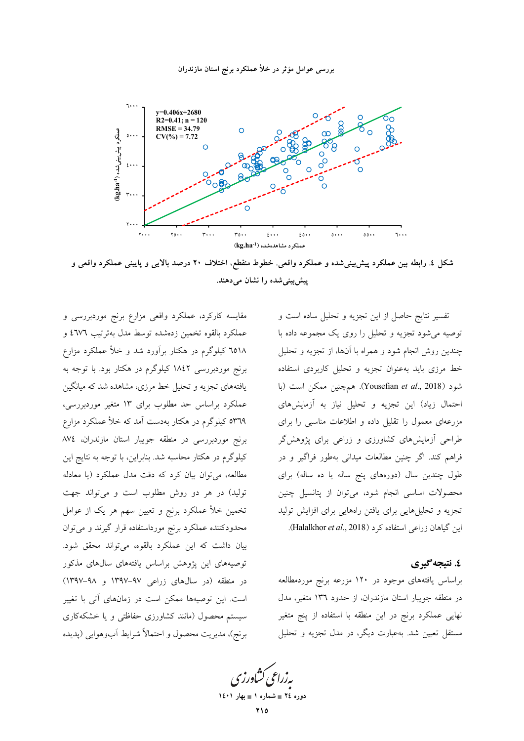شکل ٤. رابطه بین عملکرد پیش‌بینی‌شده و عملکرد واقعی. خطوط منقطع، اختلاف ۲۰ درصد بالایی و پایینی عملکرد واقعی و پیش‌بینی‌شده را نشان می‌دهند.

تفسیر نتایج حاصل از این تجزیه و تحلیل ساده است و توصیه می‌شود تجزیه و تحلیل را روی یک مجموعه داده با چندین روش انجام شود و همراه با آن‌ها، از تجزیه و تحلیل خط مرزی باید به‌عنوان تجزیه و تحلیل کاربردی استفاده شود (Yousefian *et al.*, 2018). همچنین ممکن است (با احتمال زیاد) این تجزیه و تحلیل نیاز به آزمایش‌های مزرعه‌ای معمول را تقلیل داده و اطلاعات مناسبی را برای طراحی آزمایش‌های کشاورزی و زراعی برای پژوهش‌گر فراهم کند. اگر چنین مطالعات میدانی به‌طور فراگیر و در طول چندین سال (دوره‌های پنج ساله یا ده ساله) برای محصولات اساسی انجام شود، می‌توان از پتانسیل چنین تجزیه و تحلیل‌هایی برای یافتن راه‌هایی برای افزایش تولید این گیاهان زراعی استفاده کرد (Halalkhor *et al.*, 2018).

## ٤. نتیجه‌گیری

براساس یافته‌های موجود در ۱۲۰ مزرعه برنج موردمطالعه در منطقه جویبار استان مازندران، از حدود ۱۳٦ متغیر، مدل نهایی عملکرد برنج در این منطقه با استفاده از پنج متغیر مستقل تعیین شد. به‌عبارت دیگر، در مدل تجزیه و تحلیل مقایسه کارکرد، عملکرد واقعی مزارع برنج موردبررسی و عملکرد بالقوه تخمین زده‌شده توسط مدل به‌ترتیب ٤٦٧٦ و ٦٥١٨ کیلوگرم در هکتار برآورد شد و خلأ عملکرد مزارع برنج موردبررسی ۱۸٤۲ کیلوگرم در هکتار بود. با توجه به یافته‌های تجزیه و تحلیل خط مرزی، مشاهده شد که میانگین عملکرد براساس حد مطلوب برای ۱۳ متغیر موردبررسی، ٥۳٦۹ کیلوگرم در هکتار به‌دست آمد که خلأ عملکرد مزارع برنج موردبررسی در منطقه جویبار استان مازندران، ۸۷٤ کیلوگرم در هکتار محاسبه شد. بنابراین، با توجه به نتایج این مطالعه، می‌توان بیان کرد که دقت مدل عملکرد (یا معادله تولید) در هر دو روش مطلوب است و می‌تواند جهت تخمین خلأ عملکرد برنج و تعیین سهم هر یک از عوامل محدودکننده عملکرد برنج مورداستفاده قرار گیرند و می‌توان بیان داشت که این عملکرد بالقوه، می‌تواند محقق شود. توصیه‌های این پژوهش براساس یافته‌های سال‌های مذکور در منطقه (در سال‌های زراعی ۹۷-۱۳۹۷ و ۹۸-۱۳۹۷) است. این توصیه‌ها ممکن است در زمان‌های آتی با تغییر سیستم محصول (مانند کشاورزی حفاظتی و یا خشکه‌کاری برنج)، مدیریت محصول و احتمالاً شرایط آب‌وهوایی (پدیده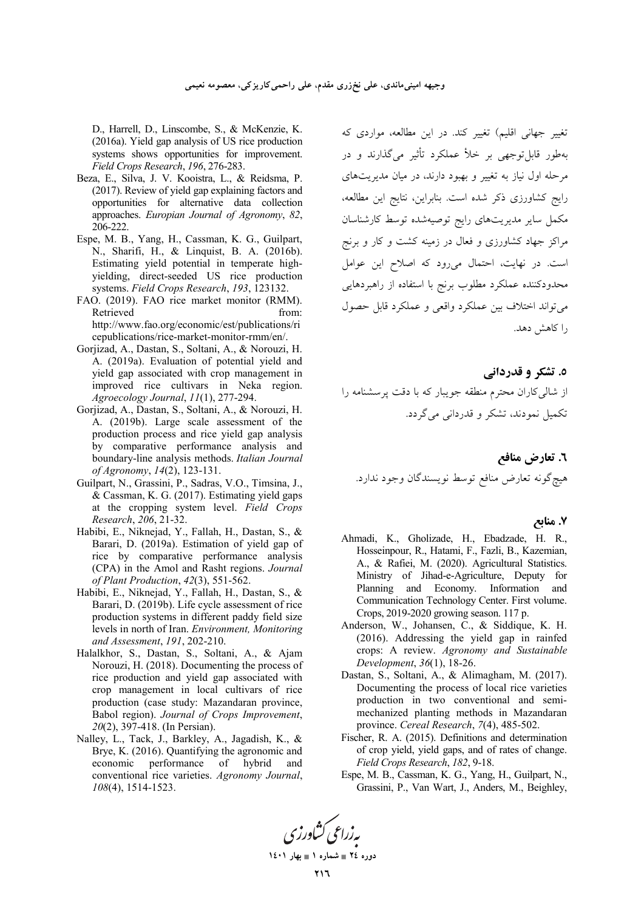تغییر جهانی اقلیم) تغییر کند. در این مطالعه، مواردی که به‌طور قابل‌توجهی بر خلأ عملکرد تأثیر می‌گذارند و در مرحله اول نیاز به تغییر و بهبود دارند، در میان مدیریت‌های رایج کشاورزی ذکر شده است. بنابراین، نتایج این مطالعه، مکمل سایر مدیریت‌های رایج توصیه‌شده توسط کارشناسان مراکز جهاد کشاورزی و فعال در زمینه کشت و کار و برنج است. در نهایت، احتمال می‌رود که اصلاح این عوامل محدودکننده عملکرد مطلوب برنج با استفاده از راهبردهایی می‌تواند اختلاف بین عملکرد واقعی و عملکرد قابل حصول را کاهش دهد.

## ۵. تشکر و قدردانی

از شالی‌کاران محترم منطقه جویبار که با دقت پرسشنامه را تکمیل نمودند، تشکر و قدردانی می‌گردد.

## ٦. تعارض منافع

هیچ‌گونه تعارض منافع توسط نویسندگان وجود ندارد.

## ۷. منابع

Ahmadi, K., Gholizade, H., Ebadzade, H. R., Hosseinpour, R., Hatami, F., Fazli, B., Kazemian, A., & Rafiei, M. (2020). Agricultural Statistics. Ministry of Jihad-e-Agriculture, Deputy for Planning and Economy. Information and Communication Technology Center. First volume. Crops, 2019-2020 growing season. 117 p.

Anderson, W., Johansen, C., & Siddique, K. H. (2016). Addressing the yield gap in rainfed crops: A review. *Agronomy and Sustainable Development*, *36*(1), 18-26.

Dastan, S., Soltani, A., & Alimagham, M. (2017). Documenting the process of local rice varieties production in two conventional and semi-mechanized planting methods in Mazandaran province. *Cereal Research*, *7*(4), 485-502.

Fischer, R. A. (2015). Definitions and determination of crop yield, yield gaps, and of rates of change. *Field Crops Research*, *182*, 9-18.

Espe, M. B., Cassman, K. G., Yang, H., Guilpart, N., Grassini, P., Van Wart, J., Anders, M., Beighley, D., Harrell, D., Linscombe, S., & McKenzie, K. (2016a). Yield gap analysis of US rice production systems shows opportunities for improvement. *Field Crops Research*, *196*, 276-283.

Beza, E., Silva, J. V. Kooistra, L., & Reidsma, P. (2017). Review of yield gap explaining factors and opportunities for alternative data collection approaches. *Europian Journal of Agronomy*, *82*, 206-222.

Espe, M. B., Yang, H., Cassman, K. G., Guilpart, N., Sharifi, H., & Linquist, B. A. (2016b). Estimating yield potential in temperate high-yielding, direct-seeded US rice production systems. *Field Crops Research*, *193*, 123132.

FAO. (2019). FAO rice market monitor (RMM). Retrieved from: http://www.fao.org/economic/est/publications/ricepublications/rice-market-monitor-rmm/en/.

Gorjizad, A., Dastan, S., Soltani, A., & Norouzi, H. A. (2019a). Evaluation of potential yield and yield gap associated with crop management in improved rice cultivars in Neka region. *Agroecology Journal*, *11*(1), 277-294.

Gorjizad, A., Dastan, S., Soltani, A., & Norouzi, H. A. (2019b). Large scale assessment of the production process and rice yield gap analysis by comparative performance analysis and boundary-line analysis methods. *Italian Journal of Agronomy*, *14*(2), 123-131.

Guilpart, N., Grassini, P., Sadras, V.O., Timsina, J., & Cassman, K. G. (2017). Estimating yield gaps at the cropping system level. *Field Crops Research*, *206*, 21-32.

Habibi, E., Niknejad, Y., Fallah, H., Dastan, S., & Barari, D. (2019a). Estimation of yield gap of rice by comparative performance analysis (CPA) in the Amol and Rasht regions. *Journal of Plant Production*, *42*(3), 551-562.

Habibi, E., Niknejad, Y., Fallah, H., Dastan, S., & Barari, D. (2019b). Life cycle assessment of rice production systems in different paddy field size levels in north of Iran. *Environment, Monitoring and Assessment*, *191*, 202-210.

Halalkhor, S., Dastan, S., Soltani, A., & Ajam Norouzi, H. (2018). Documenting the process of rice production and yield gap associated with crop management in local cultivars of rice production (case study: Mazandaran province, Babol region). *Journal of Crops Improvement*, *20*(2), 397-418. (In Persian).

Nalley, L., Tack, J., Barkley, A., Jagadish, K., & Brye, K. (2016). Quantifying the agronomic and economic performance of hybrid and conventional rice varieties. *Agronomy Journal*, *108*(4), 1514-1523.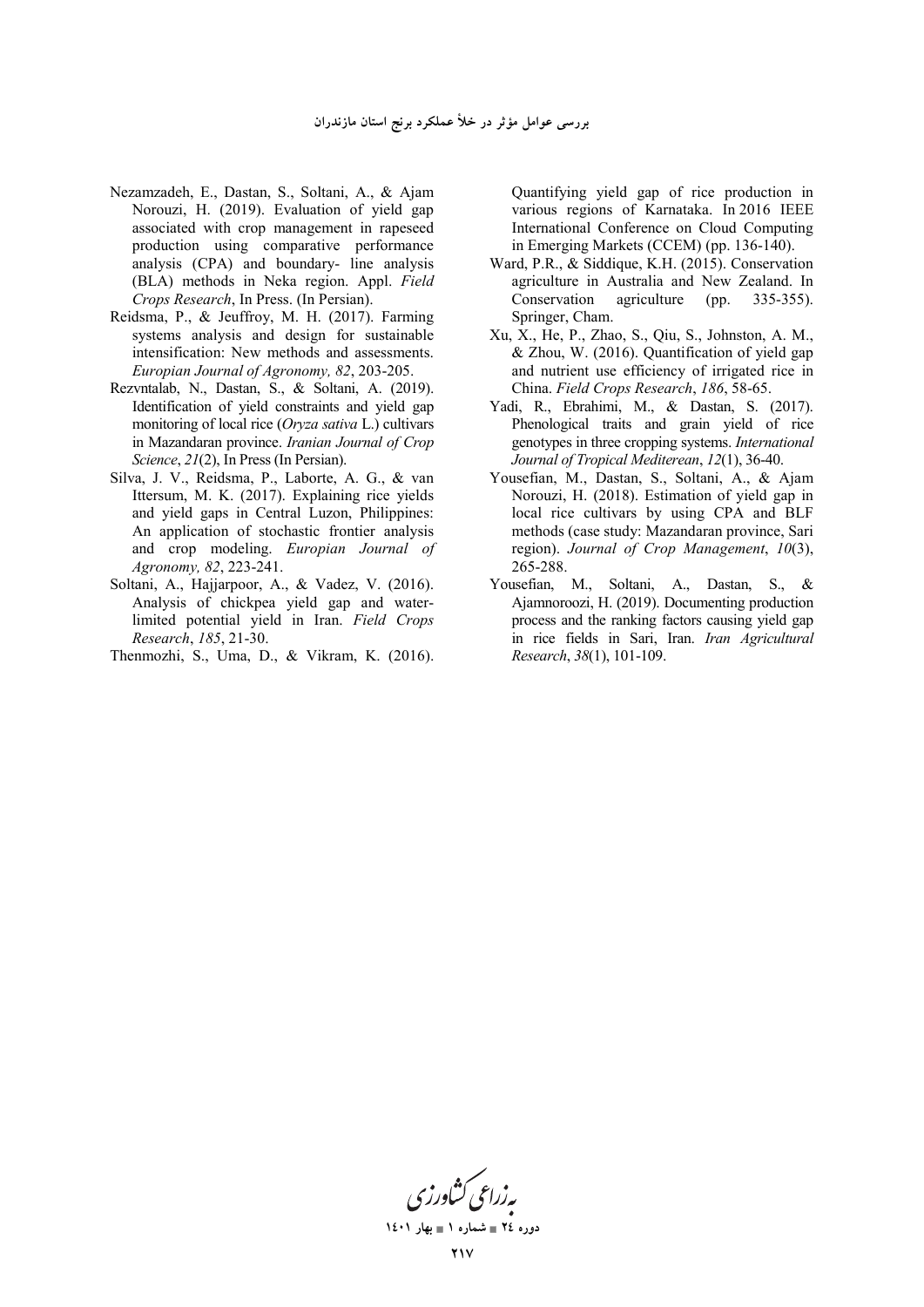Nezamzadeh, E., Dastan, S., Soltani, A., & Ajam Norouzi, H. (2019). Evaluation of yield gap associated with crop management in rapeseed production using comparative performance analysis (CPA) and boundary- line analysis (BLA) methods in Neka region. Appl. *Field Crops Research*, In Press. (In Persian).

Reidsma, P., & Jeuffroy, M. H. (2017). Farming systems analysis and design for sustainable intensification: New methods and assessments. *Europian Journal of Agronomy, 82*, 203-205.

Rezvntalab, N., Dastan, S., & Soltani, A. (2019). Identification of yield constraints and yield gap monitoring of local rice (*Oryza sativa* L.) cultivars in Mazandaran province. *Iranian Journal of Crop Science*, *21*(2), In Press (In Persian).

Silva, J. V., Reidsma, P., Laborte, A. G., & van Ittersum, M. K. (2017). Explaining rice yields and yield gaps in Central Luzon, Philippines: An application of stochastic frontier analysis and crop modeling. *Europian Journal of Agronomy, 82*, 223-241.

Soltani, A., Hajjarpoor, A., & Vadez, V. (2016). Analysis of chickpea yield gap and water-limited potential yield in Iran. *Field Crops Research*, *185*, 21-30.

Thenmozhi, S., Uma, D., & Vikram, K. (2016). Quantifying yield gap of rice production in various regions of Karnataka. In 2016 IEEE International Conference on Cloud Computing in Emerging Markets (CCEM) (pp. 136-140).

Ward, P.R., & Siddique, K.H. (2015). Conservation agriculture in Australia and New Zealand. In Conservation agriculture (pp. 335-355). Springer, Cham.

Xu, X., He, P., Zhao, S., Qiu, S., Johnston, A. M., & Zhou, W. (2016). Quantification of yield gap and nutrient use efficiency of irrigated rice in China. *Field Crops Research*, *186*, 58-65.

Yadi, R., Ebrahimi, M., & Dastan, S. (2017). Phenological traits and grain yield of rice genotypes in three cropping systems. *International Journal of Tropical Mediterean*, *12*(1), 36-40.

Yousefian, M., Dastan, S., Soltani, A., & Ajam Norouzi, H. (2018). Estimation of yield gap in local rice cultivars by using CPA and BLF methods (case study: Mazandaran province, Sari region). *Journal of Crop Management*, *10*(3), 265-288.

Yousefian, M., Soltani, A., Dastan, S., & Ajamnoroozi, H. (2019). Documenting production process and the ranking factors causing yield gap in rice fields in Sari, Iran. *Iran Agricultural Research*, *38*(1), 101-109.